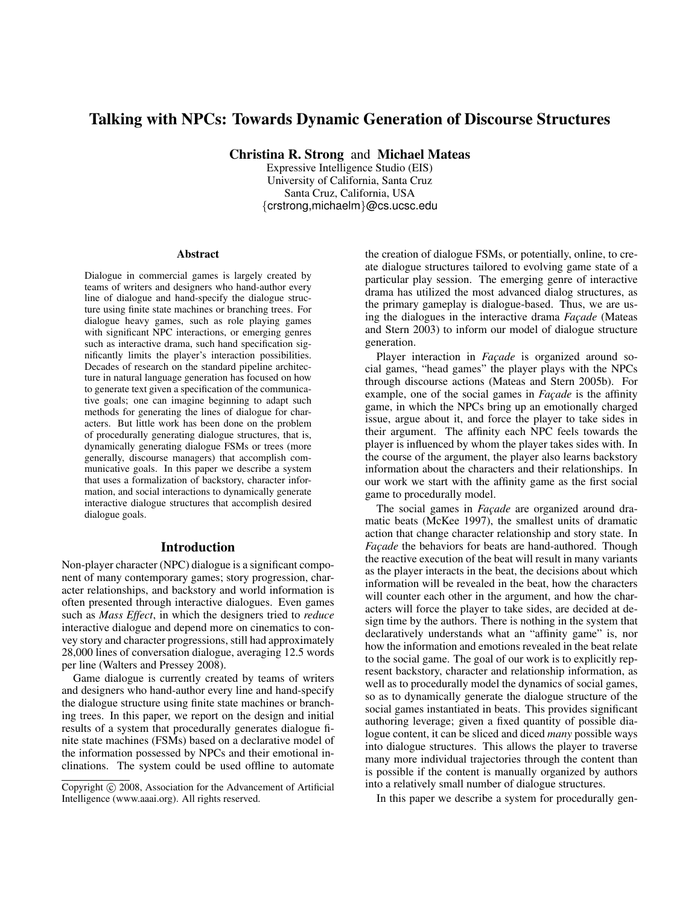# Talking with NPCs: Towards Dynamic Generation of Discourse Structures

**Christina R. Strong** and **Michael Mateas**

Expressive Intelligence Studio (EIS)
University of California, Santa Cruz
Santa Cruz, California, USA
{crstrong,michaelm}@cs.ucsc.edu

### Abstract

Dialogue in commercial games is largely created by teams of writers and designers who hand-author every line of dialogue and hand-specify the dialogue structure using finite state machines or branching trees. For dialogue heavy games, such as role playing games with significant NPC interactions, or emerging genres such as interactive drama, such hand specification significantly limits the player's interaction possibilities. Decades of research on the standard pipeline architecture in natural language generation has focused on how to generate text given a specification of the communicative goals; one can imagine beginning to adapt such methods for generating the lines of dialogue for characters. But little work has been done on the problem of procedurally generating dialogue structures, that is, dynamically generating dialogue FSMs or trees (more generally, discourse managers) that accomplish communicative goals. In this paper we describe a system that uses a formalization of backstory, character information, and social interactions to dynamically generate interactive dialogue structures that accomplish desired dialogue goals.

## Introduction

Non-player character (NPC) dialogue is a significant component of many contemporary games; story progression, character relationships, and backstory and world information is often presented through interactive dialogues. Even games such as *Mass Effect*, in which the designers tried to *reduce* interactive dialogue and depend more on cinematics to convey story and character progressions, still had approximately 28,000 lines of conversation dialogue, averaging 12.5 words per line (Walters and Pressey 2008).

Game dialogue is currently created by teams of writers and designers who hand-author every line and hand-specify the dialogue structure using finite state machines or branching trees. In this paper, we report on the design and initial results of a system that procedurally generates dialogue finite state machines (FSMs) based on a declarative model of the information possessed by NPCs and their emotional inclinations. The system could be used offline to automate the creation of dialogue FSMs, or potentially, online, to create dialogue structures tailored to evolving game state of a particular play session. The emerging genre of interactive drama has utilized the most advanced dialog structures, as the primary gameplay is dialogue-based. Thus, we are using the dialogues in the interactive drama *Façade* (Mateas and Stern 2003) to inform our model of dialogue structure generation.

Player interaction in *Façade* is organized around social games, "head games" the player plays with the NPCs through discourse actions (Mateas and Stern 2005b). For example, one of the social games in *Façade* is the affinity game, in which the NPCs bring up an emotionally charged issue, argue about it, and force the player to take sides in their argument. The affinity each NPC feels towards the player is influenced by whom the player takes sides with. In the course of the argument, the player also learns backstory information about the characters and their relationships. In our work we start with the affinity game as the first social game to procedurally model.

The social games in *Façade* are organized around dramatic beats (McKee 1997), the smallest units of dramatic action that change character relationship and story state. In *Façade* the behaviors for beats are hand-authored. Though the reactive execution of the beat will result in many variants as the player interacts in the beat, the decisions about which information will be revealed in the beat, how the characters will counter each other in the argument, and how the characters will force the player to take sides, are decided at design time by the authors. There is nothing in the system that declaratively understands what an "affinity game" is, nor how the information and emotions revealed in the beat relate to the social game. The goal of our work is to explicitly represent backstory, character and relationship information, as well as to procedurally model the dynamics of social games, so as to dynamically generate the dialogue structure of the social games instantiated in beats. This provides significant authoring leverage; given a fixed quantity of possible dialogue content, it can be sliced and diced *many* possible ways into dialogue structures. This allows the player to traverse many more individual trajectories through the content than is possible if the content is manually organized by authors into a relatively small number of dialogue structures.

In this paper we describe a system for procedurally gen-

Copyright © 2008, Association for the Advancement of Artificial Intelligence (www.aaai.org). All rights reserved.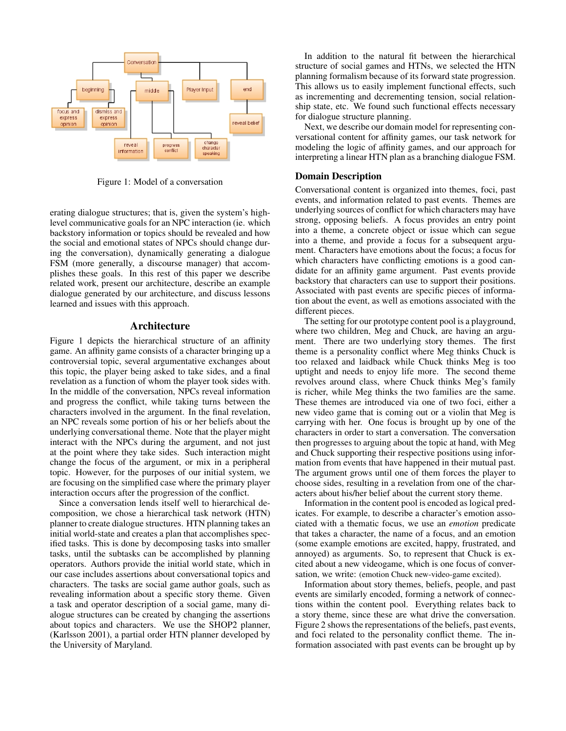Figure 1: Model of a conversation

erating dialogue structures; that is, given the system's high-level communicative goals for an NPC interaction (ie. which backstory information or topics should be revealed and how the social and emotional states of NPCs should change during the conversation), dynamically generating a dialogue FSM (more generally, a discourse manager) that accomplishes these goals. In this rest of this paper we describe related work, present our architecture, describe an example dialogue generated by our architecture, and discuss lessons learned and issues with this approach.

## Architecture

Figure 1 depicts the hierarchical structure of an affinity game. An affinity game consists of a character bringing up a controversial topic, several argumentative exchanges about this topic, the player being asked to take sides, and a final revelation as a function of whom the player took sides with. In the middle of the conversation, NPCs reveal information and progress the conflict, while taking turns between the characters involved in the argument. In the final revelation, an NPC reveals some portion of his or her beliefs about the underlying conversational theme. Note that the player might interact with the NPCs during the argument, and not just at the point where they take sides. Such interaction might change the focus of the argument, or mix in a peripheral topic. However, for the purposes of our initial system, we are focusing on the simplified case where the primary player interaction occurs after the progression of the conflict.

Since a conversation lends itself well to hierarchical decomposition, we chose a hierarchical task network (HTN) planner to create dialogue structures. HTN planning takes an initial world-state and creates a plan that accomplishes specified tasks. This is done by decomposing tasks into smaller tasks, until the subtasks can be accomplished by planning operators. Authors provide the initial world state, which in our case includes assertions about conversational topics and characters. The tasks are social game author goals, such as revealing information about a specific story theme. Given a task and operator description of a social game, many dialogue structures can be created by changing the assertions about topics and characters. We use the SHOP2 planner, (Karlsson 2001), a partial order HTN planner developed by the University of Maryland.

In addition to the natural fit between the hierarchical structure of social games and HTNs, we selected the HTN planning formalism because of its forward state progression. This allows us to easily implement functional effects, such as incrementing and decrementing tension, social relationship state, etc. We found such functional effects necessary for dialogue structure planning.

Next, we describe our domain model for representing conversational content for affinity games, our task network for modeling the logic of affinity games, and our approach for interpreting a linear HTN plan as a branching dialogue FSM.

### Domain Description

Conversational content is organized into themes, foci, past events, and information related to past events. Themes are underlying sources of conflict for which characters may have strong, opposing beliefs. A focus provides an entry point into a theme, a concrete object or issue which can segue into a theme, and provide a focus for a subsequent argument. Characters have emotions about the focus; a focus for which characters have conflicting emotions is a good candidate for an affinity game argument. Past events provide backstory that characters can use to support their positions. Associated with past events are specific pieces of information about the event, as well as emotions associated with the different pieces.

The setting for our prototype content pool is a playground, where two children, Meg and Chuck, are having an argument. There are two underlying story themes. The first theme is a personality conflict where Meg thinks Chuck is too relaxed and laidback while Chuck thinks Meg is too uptight and needs to enjoy life more. The second theme revolves around class, where Chuck thinks Meg's family is richer, while Meg thinks the two families are the same. These themes are introduced via one of two foci, either a new video game that is coming out or a violin that Meg is carrying with her. One focus is brought up by one of the characters in order to start a conversation. The conversation then progresses to arguing about the topic at hand, with Meg and Chuck supporting their respective positions using information from events that have happened in their mutual past. The argument grows until one of them forces the player to choose sides, resulting in a revelation from one of the characters about his/her belief about the current story theme.

Information in the content pool is encoded as logical predicates. For example, to describe a character's emotion associated with a thematic focus, we use an *emotion* predicate that takes a character, the name of a focus, and an emotion (some example emotions are excited, happy, frustrated, and annoyed) as arguments. So, to represent that Chuck is excited about a new videogame, which is one focus of conversation, we write: (emotion Chuck new-video-game excited).

Information about story themes, beliefs, people, and past events are similarly encoded, forming a network of connections within the content pool. Everything relates back to a story theme, since these are what drive the conversation. Figure 2 shows the representations of the beliefs, past events, and foci related to the personality conflict theme. The information associated with past events can be brought up by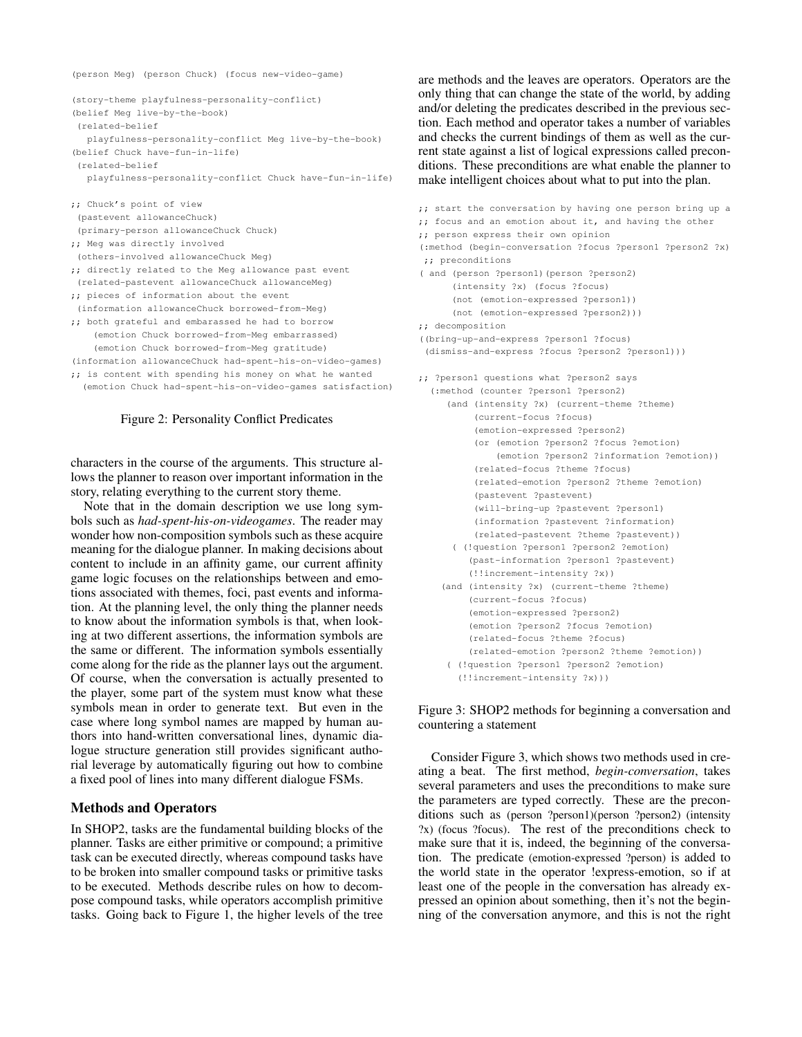```
(person Meg) (person Chuck) (focus new-video-game)

(story-theme playfulness-personality-conflict)
(belief Meg live-by-the-book)
 (related-belief
   playfulness-personality-conflict Meg live-by-the-book)
(belief Chuck have-fun-in-life)
 (related-belief
   playfulness-personality-conflict Chuck have-fun-in-life)

;; Chuck's point of view
 (pastevent allowanceChuck)
 (primary-person allowanceChuck Chuck)
;; Meg was directly involved
 (others-involved allowanceChuck Meg)
;; directly related to the Meg allowance past event
 (related-pastevent allowanceChuck allowanceMeg)
;; pieces of information about the event
 (information allowanceChuck borrowed-from-Meg)
;; both grateful and embarassed he had to borrow
    (emotion Chuck borrowed-from-Meg embarrassed)
    (emotion Chuck borrowed-from-Meg gratitude)
(information allowanceChuck had-spent-his-on-video-games)
;; is content with spending his money on what he wanted
  (emotion Chuck had-spent-his-on-video-games satisfaction)
```

Figure 2: Personality Conflict Predicates

characters in the course of the arguments. This structure allows the planner to reason over important information in the story, relating everything to the current story theme.

Note that in the domain description we use long symbols such as *had-spent-his-on-videogames*. The reader may wonder how non-composition symbols such as these acquire meaning for the dialogue planner. In making decisions about content to include in an affinity game, our current affinity game logic focuses on the relationships between and emotions associated with themes, foci, past events and information. At the planning level, the only thing the planner needs to know about the information symbols is that, when looking at two different assertions, the information symbols are the same or different. The information symbols essentially come along for the ride as the planner lays out the argument. Of course, when the conversation is actually presented to the player, some part of the system must know what these symbols mean in order to generate text. But even in the case where long symbol names are mapped by human authors into hand-written conversational lines, dynamic dialogue structure generation still provides significant authorial leverage by automatically figuring out how to combine a fixed pool of lines into many different dialogue FSMs.

## Methods and Operators

In SHOP2, tasks are the fundamental building blocks of the planner. Tasks are either primitive or compound; a primitive task can be executed directly, whereas compound tasks have to be broken into smaller compound tasks or primitive tasks to be executed. Methods describe rules on how to decompose compound tasks, while operators accomplish primitive tasks. Going back to Figure 1, the higher levels of the tree are methods and the leaves are operators. Operators are the only thing that can change the state of the world, by adding and/or deleting the predicates described in the previous section. Each method and operator takes a number of variables and checks the current bindings of them as well as the current state against a list of logical expressions called preconditions. These preconditions are what enable the planner to make intelligent choices about what to put into the plan.

```
;; start the conversation by having one person bring up a
;; focus and an emotion about it, and having the other
;; person express their own opinion
(:method (begin-conversation ?focus ?person1 ?person2 ?x)
 ;; preconditions
( and (person ?person1)(person ?person2)
      (intensity ?x) (focus ?focus)
      (not (emotion-expressed ?person1))
      (not (emotion-expressed ?person2)))
;; decomposition
((bring-up-and-express ?person1 ?focus)
 (dismiss-and-express ?focus ?person2 ?person1)))

;; ?person1 questions what ?person2 says
  (:method (counter ?person1 ?person2)
     (and (intensity ?x) (current-theme ?theme)
          (current-focus ?focus)
          (emotion-expressed ?person2)
          (or (emotion ?person2 ?focus ?emotion)
              (emotion ?person2 ?information ?emotion))
          (related-focus ?theme ?focus)
          (related-emotion ?person2 ?theme ?emotion)
          (pastevent ?pastevent)
          (will-bring-up ?pastevent ?person1)
          (information ?pastevent ?information)
          (related-pastevent ?theme ?pastevent))
      ( (!question ?person1 ?person2 ?emotion)
         (past-information ?person1 ?pastevent)
         (!!increment-intensity ?x))
    (and (intensity ?x) (current-theme ?theme)
         (current-focus ?focus)
         (emotion-expressed ?person2)
         (emotion ?person2 ?focus ?emotion)
         (related-focus ?theme ?focus)
         (related-emotion ?person2 ?theme ?emotion))
     ( (!question ?person1 ?person2 ?emotion)
       (!!increment-intensity ?x)))
```

Figure 3: SHOP2 methods for beginning a conversation and countering a statement

Consider Figure 3, which shows two methods used in creating a beat. The first method, *begin-conversation*, takes several parameters and uses the preconditions to make sure the parameters are typed correctly. These are the preconditions such as (person ?person1)(person ?person2) (intensity ?x) (focus ?focus). The rest of the preconditions check to make sure that it is, indeed, the beginning of the conversation. The predicate (emotion-expressed ?person) is added to the world state in the operator !express-emotion, so if at least one of the people in the conversation has already expressed an opinion about something, then it's not the beginning of the conversation anymore, and this is not the right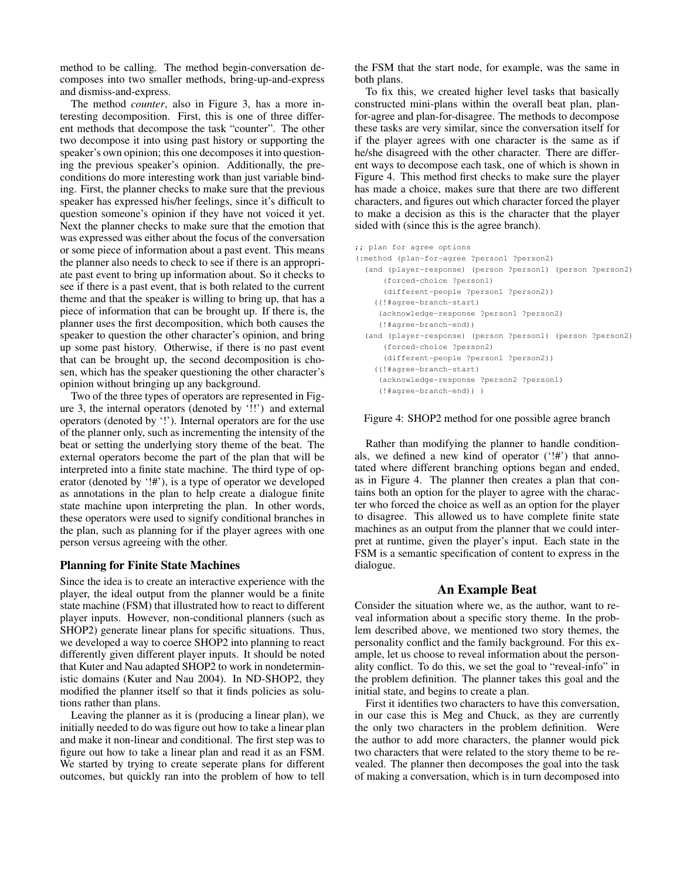method to be calling. The method begin-conversation decomposes into two smaller methods, bring-up-and-express and dismiss-and-express.

The method *counter*, also in Figure 3, has a more interesting decomposition. First, this is one of three different methods that decompose the task "counter". The other two decompose it into using past history or supporting the speaker's own opinion; this one decomposes it into questioning the previous speaker's opinion. Additionally, the preconditions do more interesting work than just variable binding. First, the planner checks to make sure that the previous speaker has expressed his/her feelings, since it's difficult to question someone's opinion if they have not voiced it yet. Next the planner checks to make sure that the emotion that was expressed was either about the focus of the conversation or some piece of information about a past event. This means the planner also needs to check to see if there is an appropriate past event to bring up information about. So it checks to see if there is a past event, that is both related to the current theme and that the speaker is willing to bring up, that has a piece of information that can be brought up. If there is, the planner uses the first decomposition, which both causes the speaker to question the other character's opinion, and bring up some past history. Otherwise, if there is no past event that can be brought up, the second decomposition is chosen, which has the speaker questioning the other character's opinion without bringing up any background.

Two of the three types of operators are represented in Figure 3, the internal operators (denoted by '!!') and external operators (denoted by '!'). Internal operators are for the use of the planner only, such as incrementing the intensity of the beat or setting the underlying story theme of the beat. The external operators become the part of the plan that will be interpreted into a finite state machine. The third type of operator (denoted by '!#'), is a type of operator we developed as annotations in the plan to help create a dialogue finite state machine upon interpreting the plan. In other words, these operators were used to signify conditional branches in the plan, such as planning for if the player agrees with one person versus agreeing with the other.

### Planning for Finite State Machines

Since the idea is to create an interactive experience with the player, the ideal output from the planner would be a finite state machine (FSM) that illustrated how to react to different player inputs. However, non-conditional planners (such as SHOP2) generate linear plans for specific situations. Thus, we developed a way to coerce SHOP2 into planning to react differently given different player inputs. It should be noted that Kuter and Nau adapted SHOP2 to work in nondeterministic domains (Kuter and Nau 2004). In ND-SHOP2, they modified the planner itself so that it finds policies as solutions rather than plans.

Leaving the planner as it is (producing a linear plan), we initially needed to do was figure out how to take a linear plan and make it non-linear and conditional. The first step was to figure out how to take a linear plan and read it as an FSM. We started by trying to create seperate plans for different outcomes, but quickly ran into the problem of how to tell the FSM that the start node, for example, was the same in both plans.

To fix this, we created higher level tasks that basically constructed mini-plans within the overall beat plan, plan-for-agree and plan-for-disagree. The methods to decompose these tasks are very similar, since the conversation itself for if the player agrees with one character is the same as if he/she disagreed with the other character. There are different ways to decompose each task, one of which is shown in Figure 4. This method first checks to make sure the player has made a choice, makes sure that there are two different characters, and figures out which character forced the player to make a decision as this is the character that the player sided with (since this is the agree branch).

```
;; plan for agree options
(:method (plan-for-agree ?person1 ?person2)
  (and (player-response) (person ?person1) (person ?person2)
       (forced-choice ?person1)
       (different-people ?person1 ?person2))
    ((!#agree-branch-start)
     (acknowledge-response ?person1 ?person2)
     (!#agree-branch-end))
  (and (player-response) (person ?person1) (person ?person2)
       (forced-choice ?person2)
       (different-people ?person1 ?person2))
    ((!#agree-branch-start)
     (acknowledge-response ?person2 ?person1)
     (!#agree-branch-end)) )
```

Figure 4: SHOP2 method for one possible agree branch

Rather than modifying the planner to handle conditionals, we defined a new kind of operator ('!#') that annotated where different branching options began and ended, as in Figure 4. The planner then creates a plan that contains both an option for the player to agree with the character who forced the choice as well as an option for the player to disagree. This allowed us to have complete finite state machines as an output from the planner that we could interpret at runtime, given the player's input. Each state in the FSM is a semantic specification of content to express in the dialogue.

## An Example Beat

Consider the situation where we, as the author, want to reveal information about a specific story theme. In the problem described above, we mentioned two story themes, the personality conflict and the family background. For this example, let us choose to reveal information about the personality conflict. To do this, we set the goal to "reveal-info" in the problem definition. The planner takes this goal and the initial state, and begins to create a plan.

First it identifies two characters to have this conversation, in our case this is Meg and Chuck, as they are currently the only two characters in the problem definition. Were the author to add more characters, the planner would pick two characters that were related to the story theme to be revealed. The planner then decomposes the goal into the task of making a conversation, which is in turn decomposed into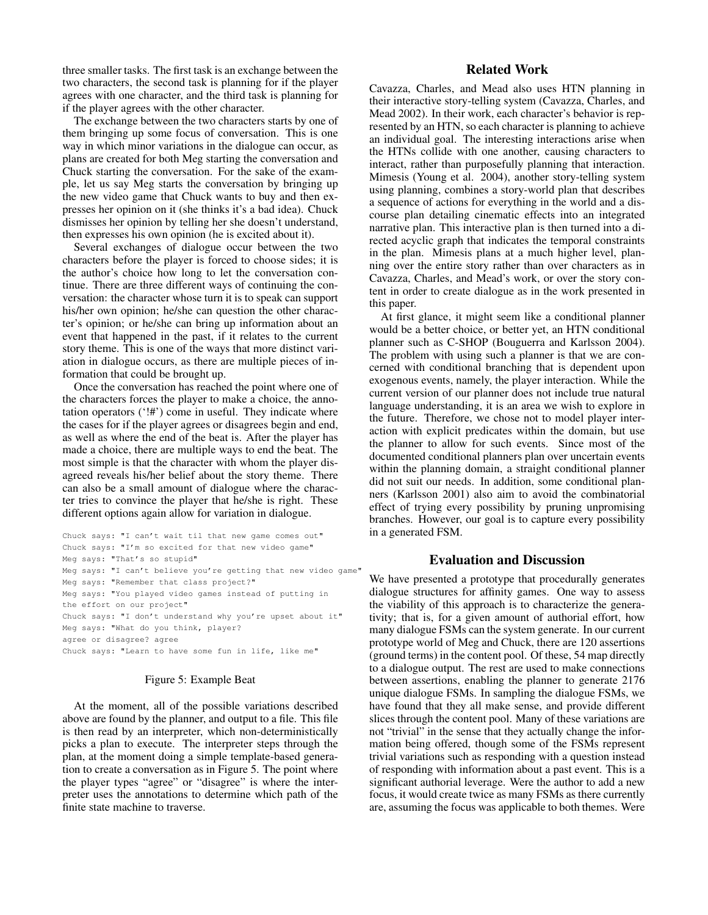three smaller tasks. The first task is an exchange between the two characters, the second task is planning for if the player agrees with one character, and the third task is planning for if the player agrees with the other character.

The exchange between the two characters starts by one of them bringing up some focus of conversation. This is one way in which minor variations in the dialogue can occur, as plans are created for both Meg starting the conversation and Chuck starting the conversation. For the sake of the example, let us say Meg starts the conversation by bringing up the new video game that Chuck wants to buy and then expresses her opinion on it (she thinks it's a bad idea). Chuck dismisses her opinion by telling her she doesn't understand, then expresses his own opinion (he is excited about it).

Several exchanges of dialogue occur between the two characters before the player is forced to choose sides; it is the author's choice how long to let the conversation continue. There are three different ways of continuing the conversation: the character whose turn it is to speak can support his/her own opinion; he/she can question the other character's opinion; or he/she can bring up information about an event that happened in the past, if it relates to the current story theme. This is one of the ways that more distinct variation in dialogue occurs, as there are multiple pieces of information that could be brought up.

Once the conversation has reached the point where one of the characters forces the player to make a choice, the annotation operators ('!#') come in useful. They indicate where the cases for if the player agrees or disagrees begin and end, as well as where the end of the beat is. After the player has made a choice, there are multiple ways to end the beat. The most simple is that the character with whom the player disagreed reveals his/her belief about the story theme. There can also be a small amount of dialogue where the character tries to convince the player that he/she is right. These different options again allow for variation in dialogue.

```
Chuck says: "I can't wait til that new game comes out"
Chuck says: "I'm so excited for that new video game"
Meg says: "That's so stupid"
Meg says: "I can't believe you're getting that new video game"
Meg says: "Remember that class project?"
Meg says: "You played video games instead of putting in
the effort on our project"
Chuck says: "I don't understand why you're upset about it"
Meg says: "What do you think, player?
agree or disagree? agree
Chuck says: "Learn to have some fun in life, like me"
```

Figure 5: Example Beat

At the moment, all of the possible variations described above are found by the planner, and output to a file. This file is then read by an interpreter, which non-deterministically picks a plan to execute. The interpreter steps through the plan, at the moment doing a simple template-based generation to create a conversation as in Figure 5. The point where the player types "agree" or "disagree" is where the interpreter uses the annotations to determine which path of the finite state machine to traverse.

## Related Work

Cavazza, Charles, and Mead also uses HTN planning in their interactive story-telling system (Cavazza, Charles, and Mead 2002). In their work, each character's behavior is represented by an HTN, so each character is planning to achieve an individual goal. The interesting interactions arise when the HTNs collide with one another, causing characters to interact, rather than purposefully planning that interaction. Mimesis (Young et al. 2004), another story-telling system using planning, combines a story-world plan that describes a sequence of actions for everything in the world and a discourse plan detailing cinematic effects into an integrated narrative plan. This interactive plan is then turned into a directed acyclic graph that indicates the temporal constraints in the plan. Mimesis plans at a much higher level, planning over the entire story rather than over characters as in Cavazza, Charles, and Mead's work, or over the story content in order to create dialogue as in the work presented in this paper.

At first glance, it might seem like a conditional planner would be a better choice, or better yet, an HTN conditional planner such as C-SHOP (Bouguerra and Karlsson 2004). The problem with using such a planner is that we are concerned with conditional branching that is dependent upon exogenous events, namely, the player interaction. While the current version of our planner does not include true natural language understanding, it is an area we wish to explore in the future. Therefore, we chose not to model player interaction with explicit predicates within the domain, but use the planner to allow for such events. Since most of the documented conditional planners plan over uncertain events within the planning domain, a straight conditional planner did not suit our needs. In addition, some conditional planners (Karlsson 2001) also aim to avoid the combinatorial effect of trying every possibility by pruning unpromising branches. However, our goal is to capture every possibility in a generated FSM.

## Evaluation and Discussion

We have presented a prototype that procedurally generates dialogue structures for affinity games. One way to assess the viability of this approach is to characterize the generativity; that is, for a given amount of authorial effort, how many dialogue FSMs can the system generate. In our current prototype world of Meg and Chuck, there are 120 assertions (ground terms) in the content pool. Of these, 54 map directly to a dialogue output. The rest are used to make connections between assertions, enabling the planner to generate 2176 unique dialogue FSMs. In sampling the dialogue FSMs, we have found that they all make sense, and provide different slices through the content pool. Many of these variations are not "trivial" in the sense that they actually change the information being offered, though some of the FSMs represent trivial variations such as responding with a question instead of responding with information about a past event. This is a significant authorial leverage. Were the author to add a new focus, it would create twice as many FSMs as there currently are, assuming the focus was applicable to both themes. Were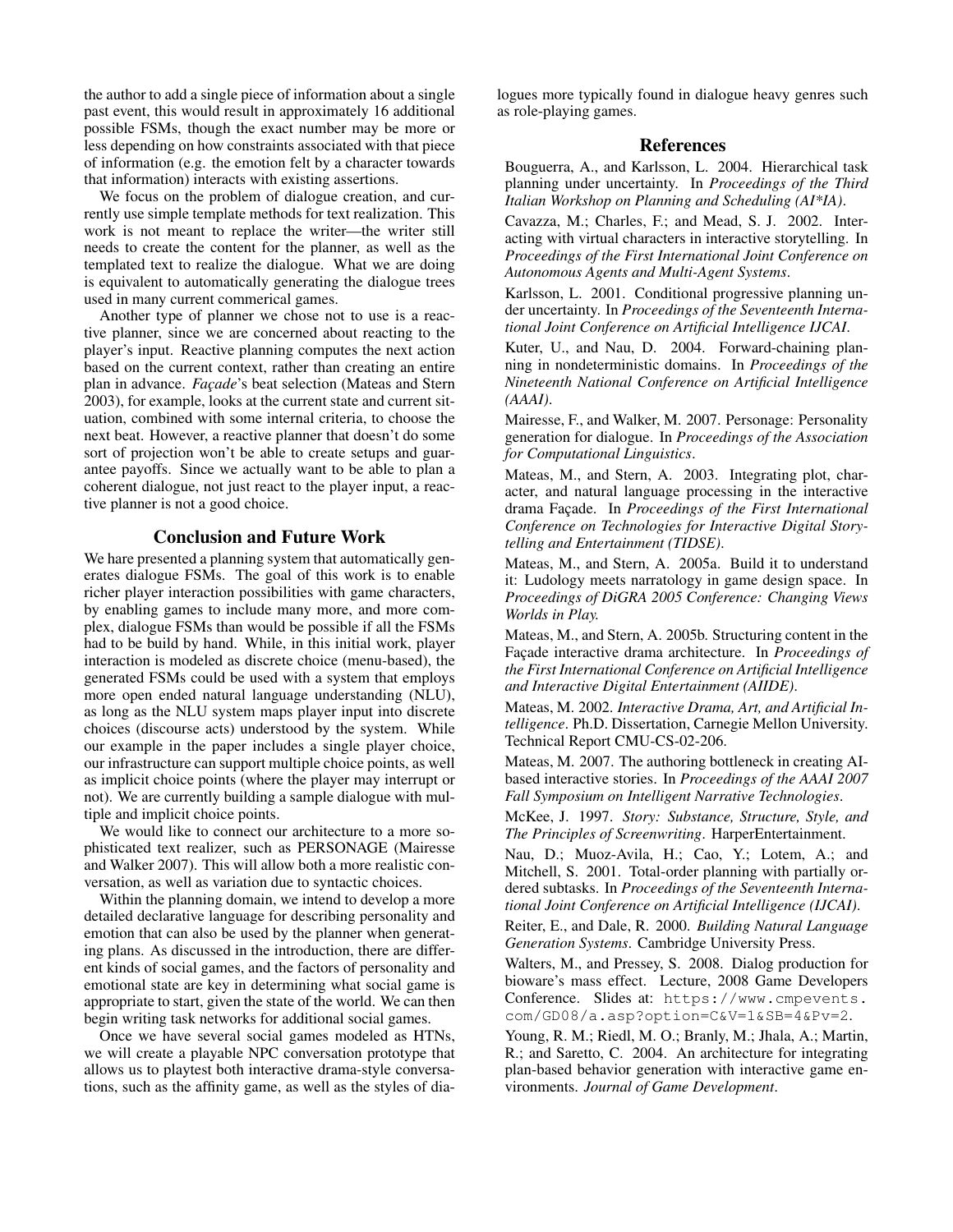the author to add a single piece of information about a single past event, this would result in approximately 16 additional possible FSMs, though the exact number may be more or less depending on how constraints associated with that piece of information (e.g. the emotion felt by a character towards that information) interacts with existing assertions.

We focus on the problem of dialogue creation, and currently use simple template methods for text realization. This work is not meant to replace the writer—the writer still needs to create the content for the planner, as well as the templated text to realize the dialogue. What we are doing is equivalent to automatically generating the dialogue trees used in many current commerical games.

Another type of planner we chose not to use is a reactive planner, since we are concerned about reacting to the player's input. Reactive planning computes the next action based on the current context, rather than creating an entire plan in advance. *Façade*'s beat selection (Mateas and Stern 2003), for example, looks at the current state and current situation, combined with some internal criteria, to choose the next beat. However, a reactive planner that doesn't do some sort of projection won't be able to create setups and guarantee payoffs. Since we actually want to be able to plan a coherent dialogue, not just react to the player input, a reactive planner is not a good choice.

## Conclusion and Future Work

We hare presented a planning system that automatically generates dialogue FSMs. The goal of this work is to enable richer player interaction possibilities with game characters, by enabling games to include many more, and more complex, dialogue FSMs than would be possible if all the FSMs had to be build by hand. While, in this initial work, player interaction is modeled as discrete choice (menu-based), the generated FSMs could be used with a system that employs more open ended natural language understanding (NLU), as long as the NLU system maps player input into discrete choices (discourse acts) understood by the system. While our example in the paper includes a single player choice, our infrastructure can support multiple choice points, as well as implicit choice points (where the player may interrupt or not). We are currently building a sample dialogue with multiple and implicit choice points.

We would like to connect our architecture to a more sophisticated text realizer, such as PERSONAGE (Mairesse and Walker 2007). This will allow both a more realistic conversation, as well as variation due to syntactic choices.

Within the planning domain, we intend to develop a more detailed declarative language for describing personality and emotion that can also be used by the planner when generating plans. As discussed in the introduction, there are different kinds of social games, and the factors of personality and emotional state are key in determining what social game is appropriate to start, given the state of the world. We can then begin writing task networks for additional social games.

Once we have several social games modeled as HTNs, we will create a playable NPC conversation prototype that allows us to playtest both interactive drama-style conversations, such as the affinity game, as well as the styles of dialogues more typically found in dialogue heavy genres such as role-playing games.

## References

Bouguerra, A., and Karlsson, L. 2004. Hierarchical task planning under uncertainty. In *Proceedings of the Third Italian Workshop on Planning and Scheduling (AI*IA)*.

Cavazza, M.; Charles, F.; and Mead, S. J. 2002. Interacting with virtual characters in interactive storytelling. In *Proceedings of the First International Joint Conference on Autonomous Agents and Multi-Agent Systems*.

Karlsson, L. 2001. Conditional progressive planning under uncertainty. In *Proceedings of the Seventeenth International Joint Conference on Artificial Intelligence IJCAI*.

Kuter, U., and Nau, D. 2004. Forward-chaining planning in nondeterministic domains. In *Proceedings of the Nineteenth National Conference on Artificial Intelligence (AAAI)*.

Mairesse, F., and Walker, M. 2007. Personage: Personality generation for dialogue. In *Proceedings of the Association for Computational Linguistics*.

Mateas, M., and Stern, A. 2003. Integrating plot, character, and natural language processing in the interactive drama Façade. In *Proceedings of the First International Conference on Technologies for Interactive Digital Storytelling and Entertainment (TIDSE)*.

Mateas, M., and Stern, A. 2005a. Build it to understand it: Ludology meets narratology in game design space. In *Proceedings of DiGRA 2005 Conference: Changing Views Worlds in Play.*

Mateas, M., and Stern, A. 2005b. Structuring content in the Façade interactive drama architecture. In *Proceedings of the First International Conference on Artificial Intelligence and Interactive Digital Entertainment (AIIDE)*.

Mateas, M. 2002. *Interactive Drama, Art, and Artificial Intelligence*. Ph.D. Dissertation, Carnegie Mellon University. Technical Report CMU-CS-02-206.

Mateas, M. 2007. The authoring bottleneck in creating AI-based interactive stories. In *Proceedings of the AAAI 2007 Fall Symposium on Intelligent Narrative Technologies*.

McKee, J. 1997. *Story: Substance, Structure, Style, and The Principles of Screenwriting*. HarperEntertainment.

Nau, D.; Muoz-Avila, H.; Cao, Y.; Lotem, A.; and Mitchell, S. 2001. Total-order planning with partially ordered subtasks. In *Proceedings of the Seventeenth International Joint Conference on Artificial Intelligence (IJCAI)*.

Reiter, E., and Dale, R. 2000. *Building Natural Language Generation Systems*. Cambridge University Press.

Walters, M., and Pressey, S. 2008. Dialog production for bioware's mass effect. Lecture, 2008 Game Developers Conference. Slides at: `https://www.cmpevents.com/GD08/a.asp?option=C&V=1&SB=4&Pv=2`.

Young, R. M.; Riedl, M. O.; Branly, M.; Jhala, A.; Martin, R.; and Saretto, C. 2004. An architecture for integrating plan-based behavior generation with interactive game environments. *Journal of Game Development*.